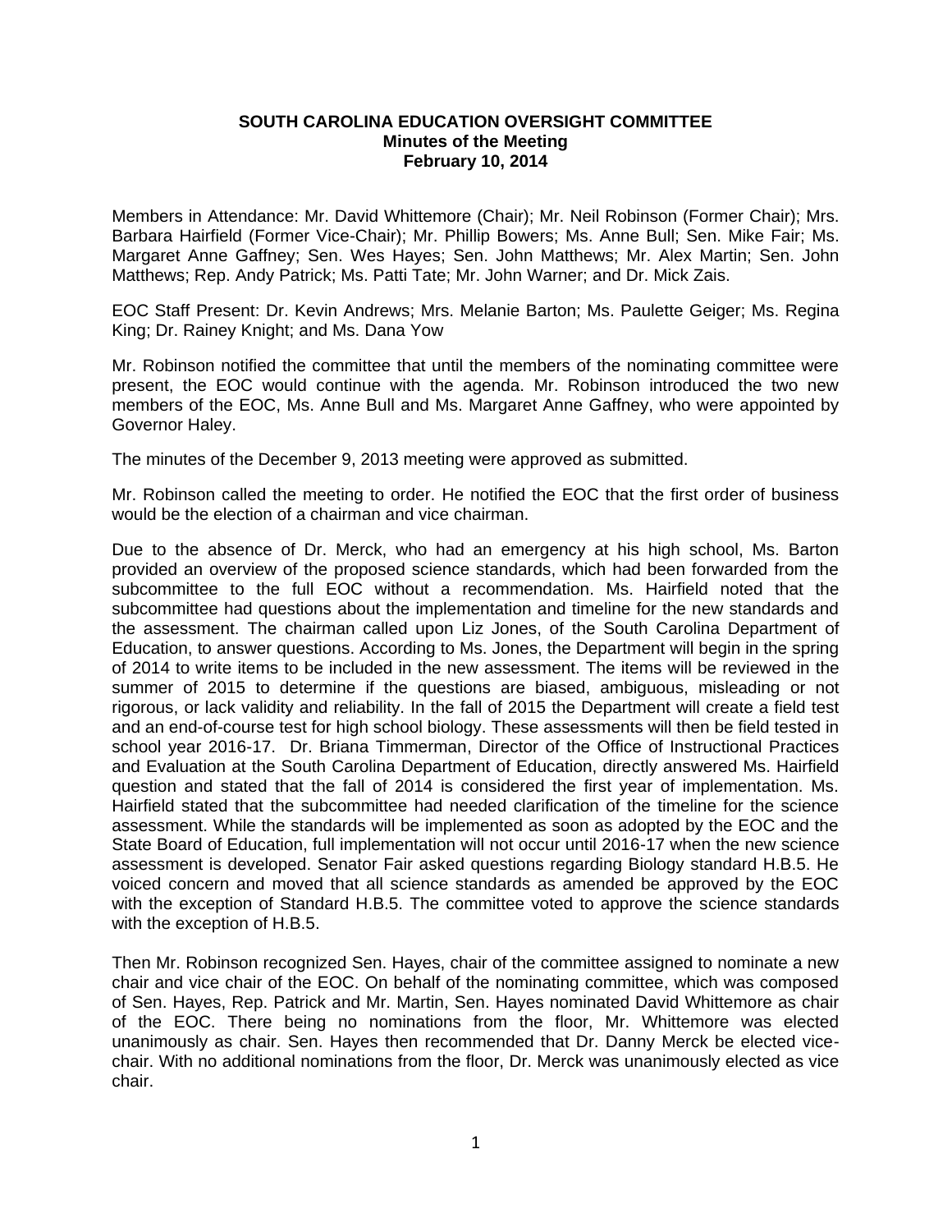**SOUTH CAROLINA EDUCATION OVERSIGHT COMMITTEE**
**Minutes of the Meeting**
**February 10, 2014**

Members in Attendance: Mr. David Whittemore (Chair); Mr. Neil Robinson (Former Chair); Mrs. Barbara Hairfield (Former Vice-Chair); Mr. Phillip Bowers; Ms. Anne Bull; Sen. Mike Fair; Ms. Margaret Anne Gaffney; Sen. Wes Hayes; Sen. John Matthews; Mr. Alex Martin; Sen. John Matthews; Rep. Andy Patrick; Ms. Patti Tate; Mr. John Warner; and Dr. Mick Zais.

EOC Staff Present: Dr. Kevin Andrews; Mrs. Melanie Barton; Ms. Paulette Geiger; Ms. Regina King; Dr. Rainey Knight; and Ms. Dana Yow

Mr. Robinson notified the committee that until the members of the nominating committee were present, the EOC would continue with the agenda. Mr. Robinson introduced the two new members of the EOC, Ms. Anne Bull and Ms. Margaret Anne Gaffney, who were appointed by Governor Haley.

The minutes of the December 9, 2013 meeting were approved as submitted.

Mr. Robinson called the meeting to order. He notified the EOC that the first order of business would be the election of a chairman and vice chairman.

Due to the absence of Dr. Merck, who had an emergency at his high school, Ms. Barton provided an overview of the proposed science standards, which had been forwarded from the subcommittee to the full EOC without a recommendation. Ms. Hairfield noted that the subcommittee had questions about the implementation and timeline for the new standards and the assessment. The chairman called upon Liz Jones, of the South Carolina Department of Education, to answer questions. According to Ms. Jones, the Department will begin in the spring of 2014 to write items to be included in the new assessment. The items will be reviewed in the summer of 2015 to determine if the questions are biased, ambiguous, misleading or not rigorous, or lack validity and reliability. In the fall of 2015 the Department will create a field test and an end-of-course test for high school biology. These assessments will then be field tested in school year 2016-17. Dr. Briana Timmerman, Director of the Office of Instructional Practices and Evaluation at the South Carolina Department of Education, directly answered Ms. Hairfield question and stated that the fall of 2014 is considered the first year of implementation. Ms. Hairfield stated that the subcommittee had needed clarification of the timeline for the science assessment. While the standards will be implemented as soon as adopted by the EOC and the State Board of Education, full implementation will not occur until 2016-17 when the new science assessment is developed. Senator Fair asked questions regarding Biology standard H.B.5. He voiced concern and moved that all science standards as amended be approved by the EOC with the exception of Standard H.B.5. The committee voted to approve the science standards with the exception of H.B.5.

Then Mr. Robinson recognized Sen. Hayes, chair of the committee assigned to nominate a new chair and vice chair of the EOC. On behalf of the nominating committee, which was composed of Sen. Hayes, Rep. Patrick and Mr. Martin, Sen. Hayes nominated David Whittemore as chair of the EOC. There being no nominations from the floor, Mr. Whittemore was elected unanimously as chair. Sen. Hayes then recommended that Dr. Danny Merck be elected vice-chair. With no additional nominations from the floor, Dr. Merck was unanimously elected as vice chair.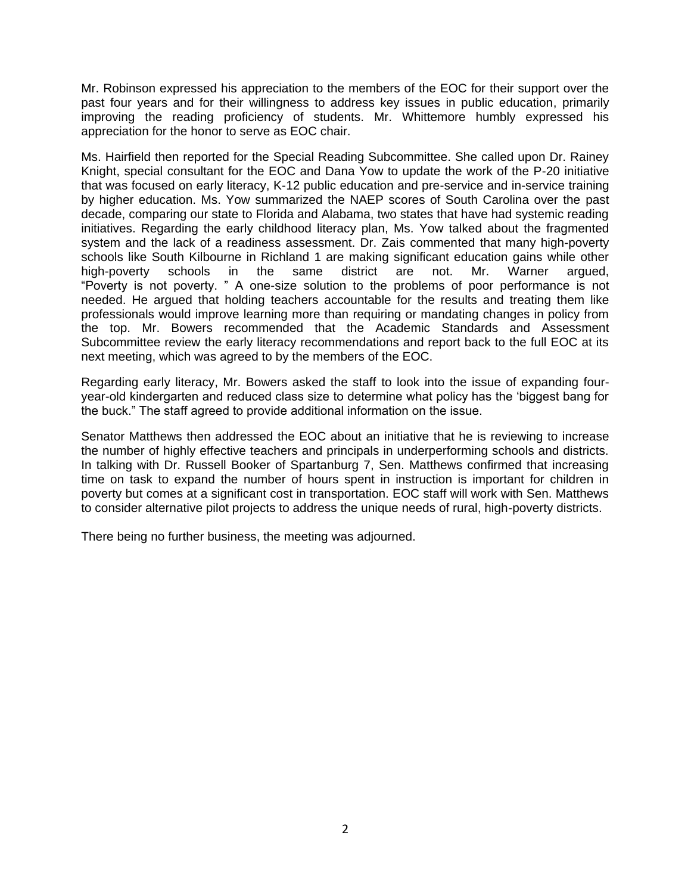Mr. Robinson expressed his appreciation to the members of the EOC for their support over the past four years and for their willingness to address key issues in public education, primarily improving the reading proficiency of students. Mr. Whittemore humbly expressed his appreciation for the honor to serve as EOC chair.

Ms. Hairfield then reported for the Special Reading Subcommittee. She called upon Dr. Rainey Knight, special consultant for the EOC and Dana Yow to update the work of the P-20 initiative that was focused on early literacy, K-12 public education and pre-service and in-service training by higher education. Ms. Yow summarized the NAEP scores of South Carolina over the past decade, comparing our state to Florida and Alabama, two states that have had systemic reading initiatives. Regarding the early childhood literacy plan, Ms. Yow talked about the fragmented system and the lack of a readiness assessment. Dr. Zais commented that many high-poverty schools like South Kilbourne in Richland 1 are making significant education gains while other high-poverty schools in the same district are not. Mr. Warner argued, "Poverty is not poverty. " A one-size solution to the problems of poor performance is not needed. He argued that holding teachers accountable for the results and treating them like professionals would improve learning more than requiring or mandating changes in policy from the top. Mr. Bowers recommended that the Academic Standards and Assessment Subcommittee review the early literacy recommendations and report back to the full EOC at its next meeting, which was agreed to by the members of the EOC.

Regarding early literacy, Mr. Bowers asked the staff to look into the issue of expanding four-year-old kindergarten and reduced class size to determine what policy has the 'biggest bang for the buck." The staff agreed to provide additional information on the issue.

Senator Matthews then addressed the EOC about an initiative that he is reviewing to increase the number of highly effective teachers and principals in underperforming schools and districts. In talking with Dr. Russell Booker of Spartanburg 7, Sen. Matthews confirmed that increasing time on task to expand the number of hours spent in instruction is important for children in poverty but comes at a significant cost in transportation. EOC staff will work with Sen. Matthews to consider alternative pilot projects to address the unique needs of rural, high-poverty districts.

There being no further business, the meeting was adjourned.